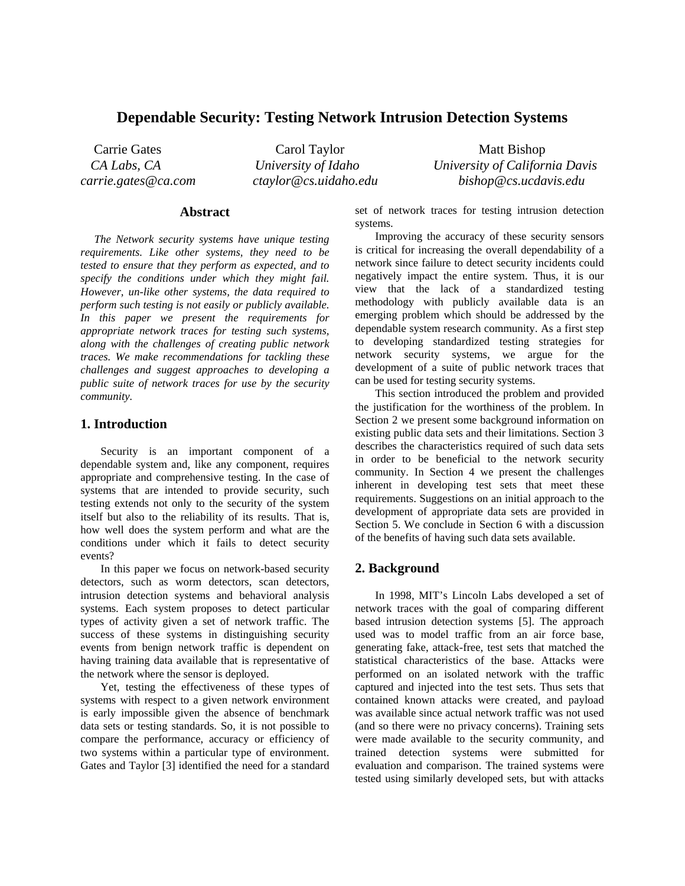# Dependable Security: Testing Network Intrusion Detection Systems

Carrie Gates
*CA Labs, CA*
*carrie.gates@ca.com*

Carol Taylor
*University of Idaho*
*ctaylor@cs.uidaho.edu*

Matt Bishop
*University of California Davis*
*bishop@cs.ucdavis.edu*

## Abstract

*The Network security systems have unique testing requirements. Like other systems, they need to be tested to ensure that they perform as expected, and to specify the conditions under which they might fail. However, un-like other systems, the data required to perform such testing is not easily or publicly available. In this paper we present the requirements for appropriate network traces for testing such systems, along with the challenges of creating public network traces. We make recommendations for tackling these challenges and suggest approaches to developing a public suite of network traces for use by the security community.*

## 1. Introduction

Security is an important component of a dependable system and, like any component, requires appropriate and comprehensive testing. In the case of systems that are intended to provide security, such testing extends not only to the security of the system itself but also to the reliability of its results. That is, how well does the system perform and what are the conditions under which it fails to detect security events?

In this paper we focus on network-based security detectors, such as worm detectors, scan detectors, intrusion detection systems and behavioral analysis systems. Each system proposes to detect particular types of activity given a set of network traffic. The success of these systems in distinguishing security events from benign network traffic is dependent on having training data available that is representative of the network where the sensor is deployed.

Yet, testing the effectiveness of these types of systems with respect to a given network environment is early impossible given the absence of benchmark data sets or testing standards. So, it is not possible to compare the performance, accuracy or efficiency of two systems within a particular type of environment. Gates and Taylor [3] identified the need for a standard set of network traces for testing intrusion detection systems.

Improving the accuracy of these security sensors is critical for increasing the overall dependability of a network since failure to detect security incidents could negatively impact the entire system. Thus, it is our view that the lack of a standardized testing methodology with publicly available data is an emerging problem which should be addressed by the dependable system research community. As a first step to developing standardized testing strategies for network security systems, we argue for the development of a suite of public network traces that can be used for testing security systems.

This section introduced the problem and provided the justification for the worthiness of the problem. In Section 2 we present some background information on existing public data sets and their limitations. Section 3 describes the characteristics required of such data sets in order to be beneficial to the network security community. In Section 4 we present the challenges inherent in developing test sets that meet these requirements. Suggestions on an initial approach to the development of appropriate data sets are provided in Section 5. We conclude in Section 6 with a discussion of the benefits of having such data sets available.

## 2. Background

In 1998, MIT's Lincoln Labs developed a set of network traces with the goal of comparing different based intrusion detection systems [5]. The approach used was to model traffic from an air force base, generating fake, attack-free, test sets that matched the statistical characteristics of the base. Attacks were performed on an isolated network with the traffic captured and injected into the test sets. Thus sets that contained known attacks were created, and payload was available since actual network traffic was not used (and so there were no privacy concerns). Training sets were made available to the security community, and trained detection systems were submitted for evaluation and comparison. The trained systems were tested using similarly developed sets, but with attacks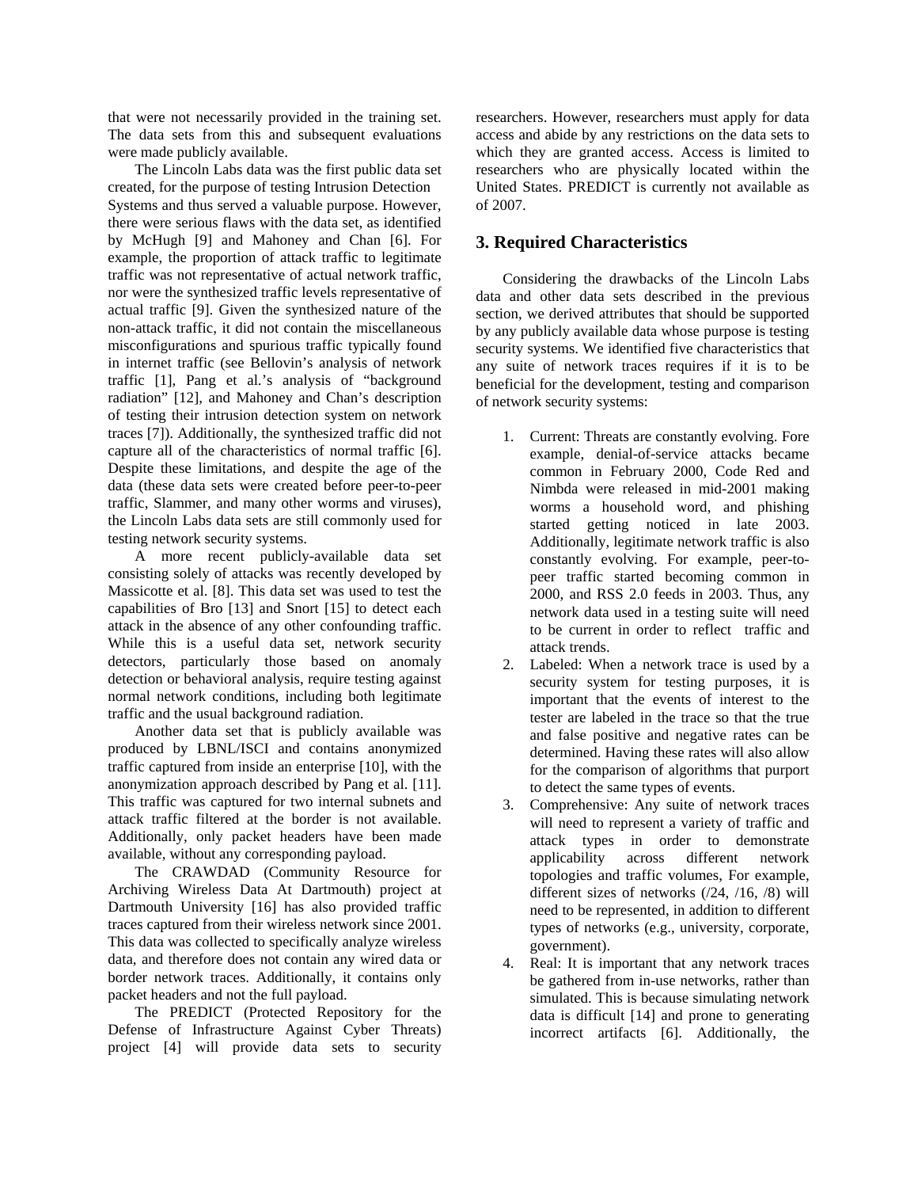that were not necessarily provided in the training set. The data sets from this and subsequent evaluations were made publicly available.

The Lincoln Labs data was the first public data set created, for the purpose of testing Intrusion Detection Systems and thus served a valuable purpose. However, there were serious flaws with the data set, as identified by McHugh [9] and Mahoney and Chan [6]. For example, the proportion of attack traffic to legitimate traffic was not representative of actual network traffic, nor were the synthesized traffic levels representative of actual traffic [9]. Given the synthesized nature of the non-attack traffic, it did not contain the miscellaneous misconfigurations and spurious traffic typically found in internet traffic (see Bellovin's analysis of network traffic [1], Pang et al.'s analysis of "background radiation" [12], and Mahoney and Chan's description of testing their intrusion detection system on network traces [7]). Additionally, the synthesized traffic did not capture all of the characteristics of normal traffic [6]. Despite these limitations, and despite the age of the data (these data sets were created before peer-to-peer traffic, Slammer, and many other worms and viruses), the Lincoln Labs data sets are still commonly used for testing network security systems.

A more recent publicly-available data set consisting solely of attacks was recently developed by Massicotte et al. [8]. This data set was used to test the capabilities of Bro [13] and Snort [15] to detect each attack in the absence of any other confounding traffic. While this is a useful data set, network security detectors, particularly those based on anomaly detection or behavioral analysis, require testing against normal network conditions, including both legitimate traffic and the usual background radiation.

Another data set that is publicly available was produced by LBNL/ISCI and contains anonymized traffic captured from inside an enterprise [10], with the anonymization approach described by Pang et al. [11]. This traffic was captured for two internal subnets and attack traffic filtered at the border is not available. Additionally, only packet headers have been made available, without any corresponding payload.

The CRAWDAD (Community Resource for Archiving Wireless Data At Dartmouth) project at Dartmouth University [16] has also provided traffic traces captured from their wireless network since 2001. This data was collected to specifically analyze wireless data, and therefore does not contain any wired data or border network traces. Additionally, it contains only packet headers and not the full payload.

The PREDICT (Protected Repository for the Defense of Infrastructure Against Cyber Threats) project [4] will provide data sets to security researchers. However, researchers must apply for data access and abide by any restrictions on the data sets to which they are granted access. Access is limited to researchers who are physically located within the United States. PREDICT is currently not available as of 2007.

## 3. Required Characteristics

Considering the drawbacks of the Lincoln Labs data and other data sets described in the previous section, we derived attributes that should be supported by any publicly available data whose purpose is testing security systems. We identified five characteristics that any suite of network traces requires if it is to be beneficial for the development, testing and comparison of network security systems:

1. Current: Threats are constantly evolving. Fore example, denial-of-service attacks became common in February 2000, Code Red and Nimbda were released in mid-2001 making worms a household word, and phishing started getting noticed in late 2003. Additionally, legitimate network traffic is also constantly evolving. For example, peer-to-peer traffic started becoming common in 2000, and RSS 2.0 feeds in 2003. Thus, any network data used in a testing suite will need to be current in order to reflect traffic and attack trends.
2. Labeled: When a network trace is used by a security system for testing purposes, it is important that the events of interest to the tester are labeled in the trace so that the true and false positive and negative rates can be determined. Having these rates will also allow for the comparison of algorithms that purport to detect the same types of events.
3. Comprehensive: Any suite of network traces will need to represent a variety of traffic and attack types in order to demonstrate applicability across different network topologies and traffic volumes, For example, different sizes of networks (/24, /16, /8) will need to be represented, in addition to different types of networks (e.g., university, corporate, government).
4. Real: It is important that any network traces be gathered from in-use networks, rather than simulated. This is because simulating network data is difficult [14] and prone to generating incorrect artifacts [6]. Additionally, the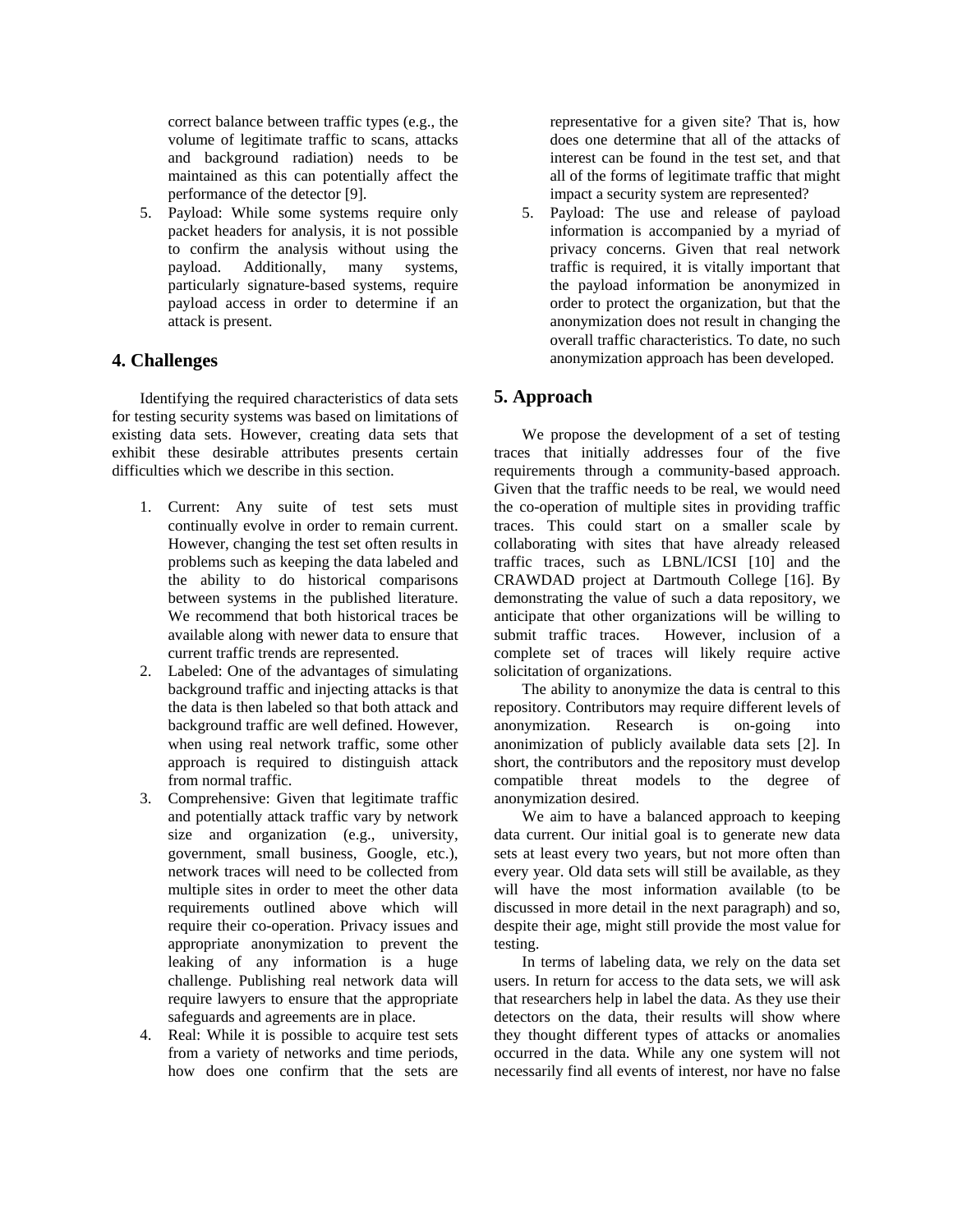correct balance between traffic types (e.g., the volume of legitimate traffic to scans, attacks and background radiation) needs to be maintained as this can potentially affect the performance of the detector [9].

5. Payload: While some systems require only packet headers for analysis, it is not possible to confirm the analysis without using the payload. Additionally, many systems, particularly signature-based systems, require payload access in order to determine if an attack is present.

## 4. Challenges

Identifying the required characteristics of data sets for testing security systems was based on limitations of existing data sets. However, creating data sets that exhibit these desirable attributes presents certain difficulties which we describe in this section.

1. Current: Any suite of test sets must continually evolve in order to remain current. However, changing the test set often results in problems such as keeping the data labeled and the ability to do historical comparisons between systems in the published literature. We recommend that both historical traces be available along with newer data to ensure that current traffic trends are represented.
2. Labeled: One of the advantages of simulating background traffic and injecting attacks is that the data is then labeled so that both attack and background traffic are well defined. However, when using real network traffic, some other approach is required to distinguish attack from normal traffic.
3. Comprehensive: Given that legitimate traffic and potentially attack traffic vary by network size and organization (e.g., university, government, small business, Google, etc.), network traces will need to be collected from multiple sites in order to meet the other data requirements outlined above which will require their co-operation. Privacy issues and appropriate anonymization to prevent the leaking of any information is a huge challenge. Publishing real network data will require lawyers to ensure that the appropriate safeguards and agreements are in place.
4. Real: While it is possible to acquire test sets from a variety of networks and time periods, how does one confirm that the sets are representative for a given site? That is, how does one determine that all of the attacks of interest can be found in the test set, and that all of the forms of legitimate traffic that might impact a security system are represented?
5. Payload: The use and release of payload information is accompanied by a myriad of privacy concerns. Given that real network traffic is required, it is vitally important that the payload information be anonymized in order to protect the organization, but that the anonymization does not result in changing the overall traffic characteristics. To date, no such anonymization approach has been developed.

## 5. Approach

We propose the development of a set of testing traces that initially addresses four of the five requirements through a community-based approach. Given that the traffic needs to be real, we would need the co-operation of multiple sites in providing traffic traces. This could start on a smaller scale by collaborating with sites that have already released traffic traces, such as LBNL/ICSI [10] and the CRAWDAD project at Dartmouth College [16]. By demonstrating the value of such a data repository, we anticipate that other organizations will be willing to submit traffic traces. However, inclusion of a complete set of traces will likely require active solicitation of organizations.

The ability to anonymize the data is central to this repository. Contributors may require different levels of anonymization. Research is on-going into anonimization of publicly available data sets [2]. In short, the contributors and the repository must develop compatible threat models to the degree of anonymization desired.

We aim to have a balanced approach to keeping data current. Our initial goal is to generate new data sets at least every two years, but not more often than every year. Old data sets will still be available, as they will have the most information available (to be discussed in more detail in the next paragraph) and so, despite their age, might still provide the most value for testing.

In terms of labeling data, we rely on the data set users. In return for access to the data sets, we will ask that researchers help in label the data. As they use their detectors on the data, their results will show where they thought different types of attacks or anomalies occurred in the data. While any one system will not necessarily find all events of interest, nor have no false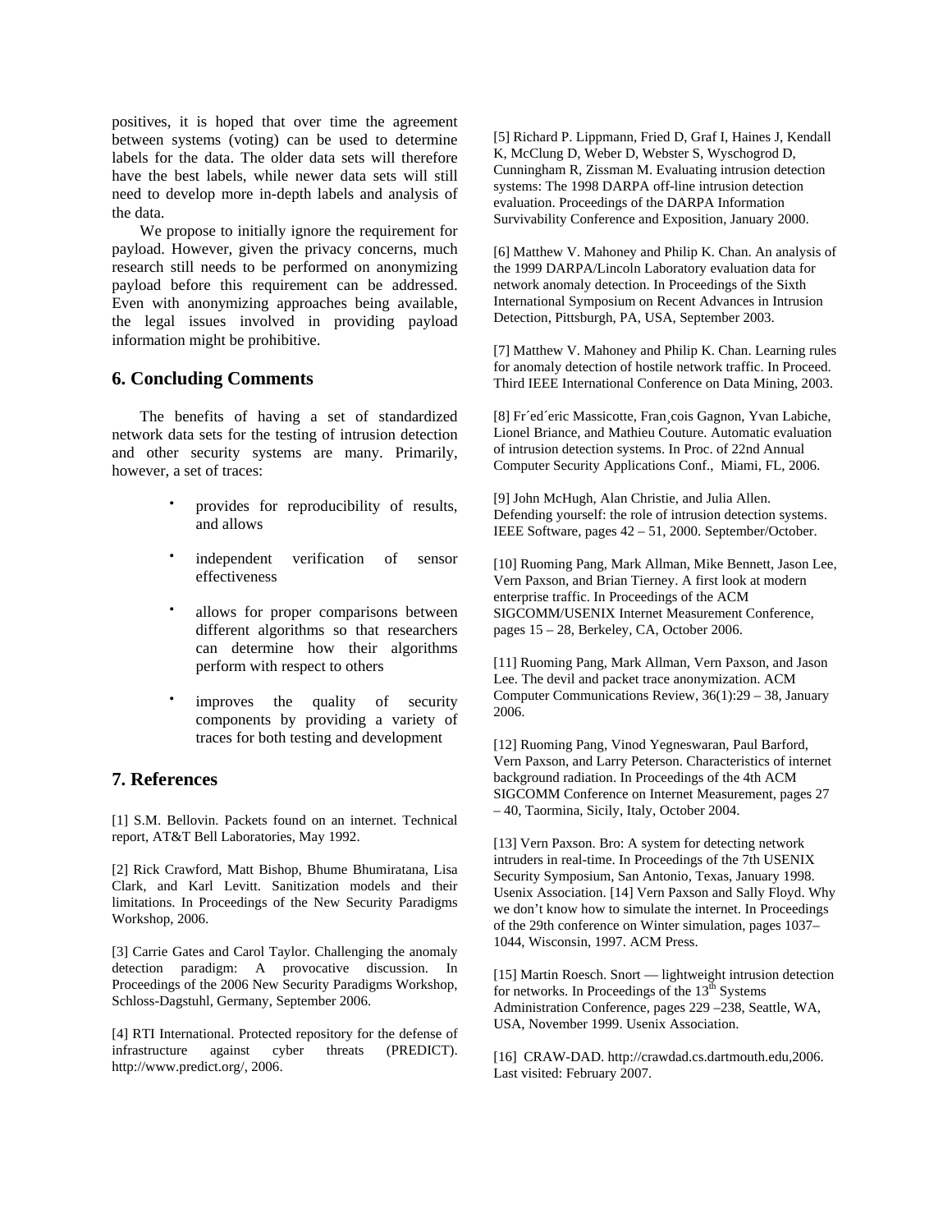positives, it is hoped that over time the agreement between systems (voting) can be used to determine labels for the data. The older data sets will therefore have the best labels, while newer data sets will still need to develop more in-depth labels and analysis of the data.

We propose to initially ignore the requirement for payload. However, given the privacy concerns, much research still needs to be performed on anonymizing payload before this requirement can be addressed. Even with anonymizing approaches being available, the legal issues involved in providing payload information might be prohibitive.

## 6. Concluding Comments

The benefits of having a set of standardized network data sets for the testing of intrusion detection and other security systems are many. Primarily, however, a set of traces:

- provides for reproducibility of results, and allows
- independent verification of sensor effectiveness
- allows for proper comparisons between different algorithms so that researchers can determine how their algorithms perform with respect to others
- improves the quality of security components by providing a variety of traces for both testing and development

## 7. References

[1] S.M. Bellovin. Packets found on an internet. Technical report, AT&T Bell Laboratories, May 1992.

[2] Rick Crawford, Matt Bishop, Bhume Bhumiratana, Lisa Clark, and Karl Levitt. Sanitization models and their limitations. In Proceedings of the New Security Paradigms Workshop, 2006.

[3] Carrie Gates and Carol Taylor. Challenging the anomaly detection paradigm: A provocative discussion. In Proceedings of the 2006 New Security Paradigms Workshop, Schloss-Dagstuhl, Germany, September 2006.

[4] RTI International. Protected repository for the defense of infrastructure against cyber threats (PREDICT). http://www.predict.org/, 2006.

[5] Richard P. Lippmann, Fried D, Graf I, Haines J, Kendall K, McClung D, Weber D, Webster S, Wyschogrod D, Cunningham R, Zissman M. Evaluating intrusion detection systems: The 1998 DARPA off-line intrusion detection evaluation. Proceedings of the DARPA Information Survivability Conference and Exposition, January 2000.

[6] Matthew V. Mahoney and Philip K. Chan. An analysis of the 1999 DARPA/Lincoln Laboratory evaluation data for network anomaly detection. In Proceedings of the Sixth International Symposium on Recent Advances in Intrusion Detection, Pittsburgh, PA, USA, September 2003.

[7] Matthew V. Mahoney and Philip K. Chan. Learning rules for anomaly detection of hostile network traffic. In Proceed. Third IEEE International Conference on Data Mining, 2003.

[8] Fr´ed´eric Massicotte, Fran¸cois Gagnon, Yvan Labiche, Lionel Briance, and Mathieu Couture. Automatic evaluation of intrusion detection systems. In Proc. of 22nd Annual Computer Security Applications Conf., Miami, FL, 2006.

[9] John McHugh, Alan Christie, and Julia Allen. Defending yourself: the role of intrusion detection systems. IEEE Software, pages 42 – 51, 2000. September/October.

[10] Ruoming Pang, Mark Allman, Mike Bennett, Jason Lee, Vern Paxson, and Brian Tierney. A first look at modern enterprise traffic. In Proceedings of the ACM SIGCOMM/USENIX Internet Measurement Conference, pages 15 – 28, Berkeley, CA, October 2006.

[11] Ruoming Pang, Mark Allman, Vern Paxson, and Jason Lee. The devil and packet trace anonymization. ACM Computer Communications Review, 36(1):29 – 38, January 2006.

[12] Ruoming Pang, Vinod Yegneswaran, Paul Barford, Vern Paxson, and Larry Peterson. Characteristics of internet background radiation. In Proceedings of the 4th ACM SIGCOMM Conference on Internet Measurement, pages 27 – 40, Taormina, Sicily, Italy, October 2004.

[13] Vern Paxson. Bro: A system for detecting network intruders in real-time. In Proceedings of the 7th USENIX Security Symposium, San Antonio, Texas, January 1998. Usenix Association. [14] Vern Paxson and Sally Floyd. Why we don't know how to simulate the internet. In Proceedings of the 29th conference on Winter simulation, pages 1037–1044, Wisconsin, 1997. ACM Press.

[15] Martin Roesch. Snort — lightweight intrusion detection for networks. In Proceedings of the 13th Systems Administration Conference, pages 229 –238, Seattle, WA, USA, November 1999. Usenix Association.

[16] CRAW-DAD. http://crawdad.cs.dartmouth.edu,2006. Last visited: February 2007.